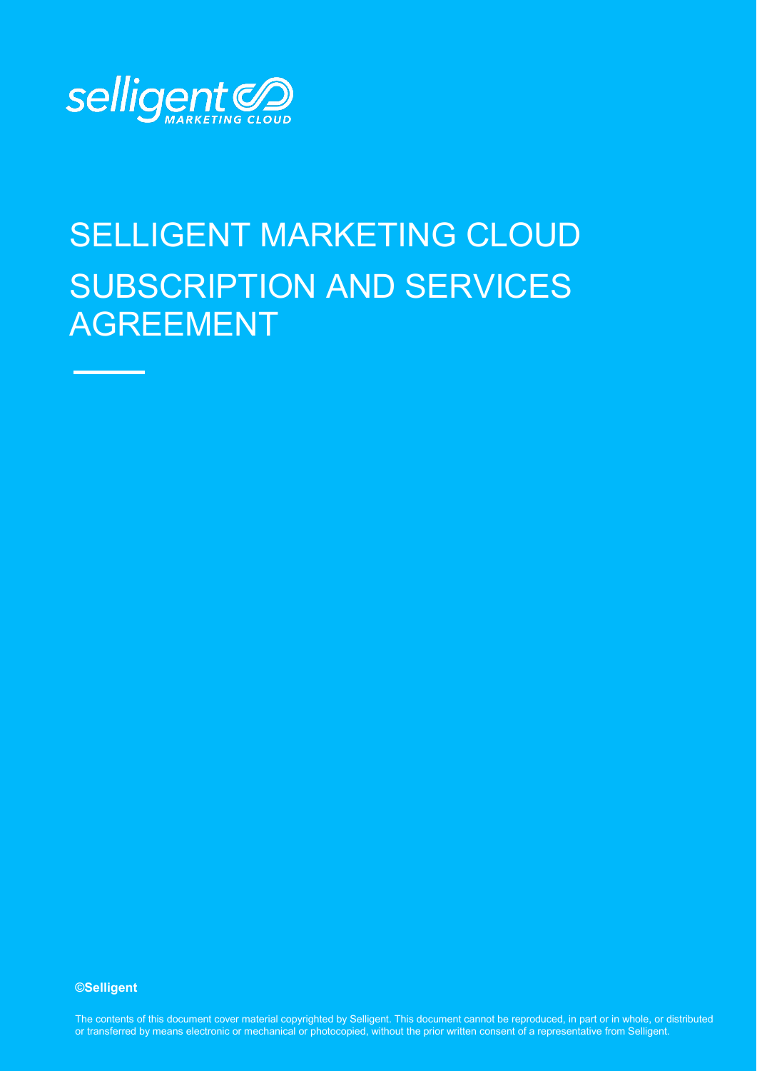selligent MARKETING CLOUD

# SELLIGENT MARKETING CLOUD SUBSCRIPTION AND SERVICES AGREEMENT

**©Selligent**

The contents of this document cover material copyrighted by Selligent. This document cannot be reproduced, in part or in whole, or distributed or transferred by means electronic or mechanical or photocopied, without the prior written consent of a representative from Selligent.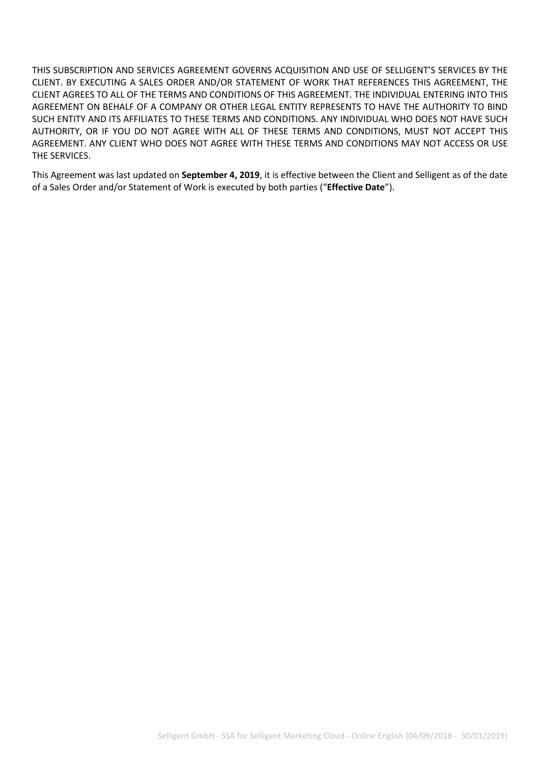THIS SUBSCRIPTION AND SERVICES AGREEMENT GOVERNS ACQUISITION AND USE OF SELLIGENT'S SERVICES BY THE CLIENT. BY EXECUTING A SALES ORDER AND/OR STATEMENT OF WORK THAT REFERENCES THIS AGREEMENT, THE CLIENT AGREES TO ALL OF THE TERMS AND CONDITIONS OF THIS AGREEMENT. THE INDIVIDUAL ENTERING INTO THIS AGREEMENT ON BEHALF OF A COMPANY OR OTHER LEGAL ENTITY REPRESENTS TO HAVE THE AUTHORITY TO BIND SUCH ENTITY AND ITS AFFILIATES TO THESE TERMS AND CONDITIONS. ANY INDIVIDUAL WHO DOES NOT HAVE SUCH AUTHORITY, OR IF YOU DO NOT AGREE WITH ALL OF THESE TERMS AND CONDITIONS, MUST NOT ACCEPT THIS AGREEMENT. ANY CLIENT WHO DOES NOT AGREE WITH THESE TERMS AND CONDITIONS MAY NOT ACCESS OR USE THE SERVICES.

This Agreement was last updated on **September 4, 2019**, it is effective between the Client and Selligent as of the date of a Sales Order and/or Statement of Work is executed by both parties ("**Effective Date**").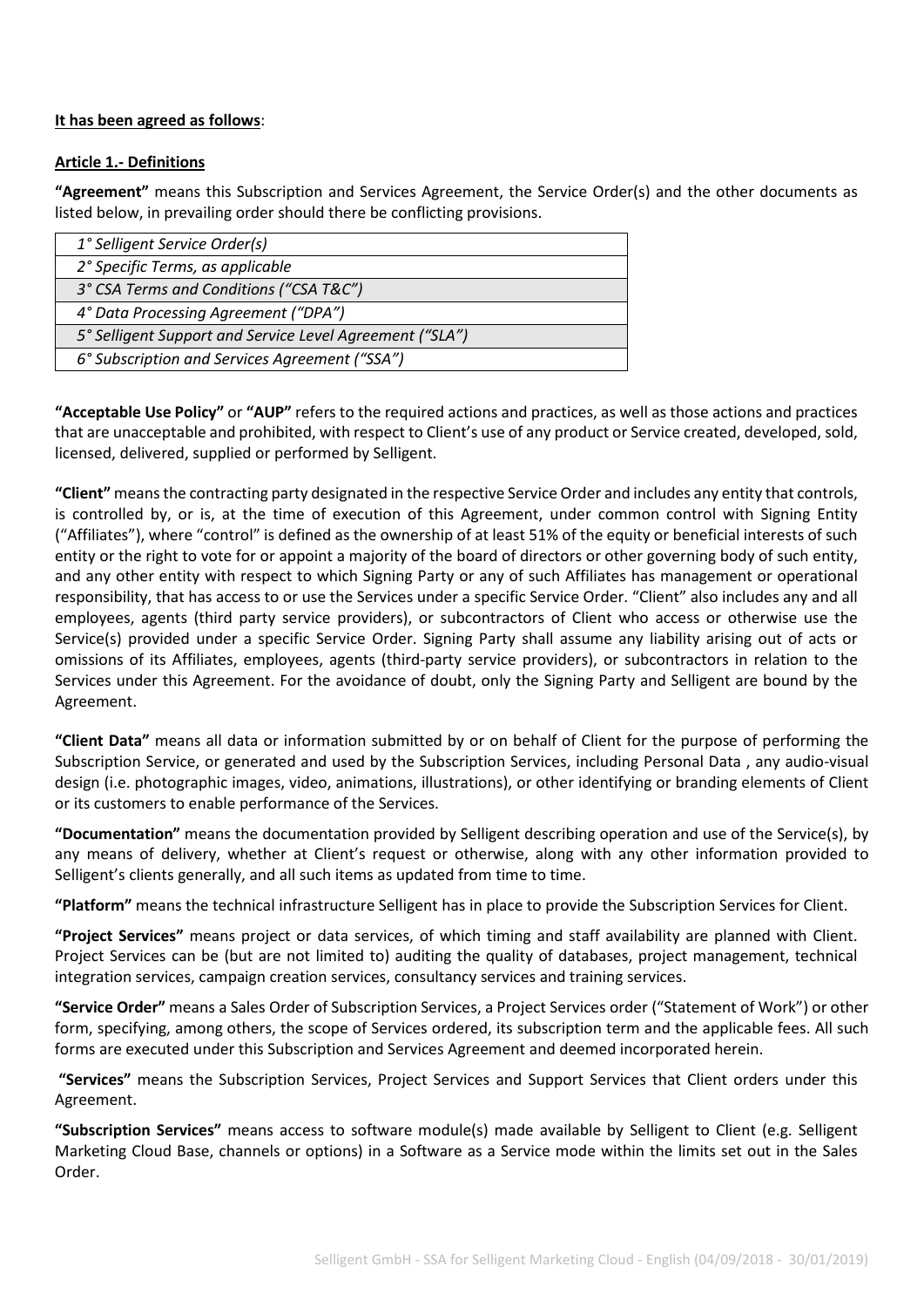**It has been agreed as follows**:

**Article 1.- Definitions**

**"Agreement"** means this Subscription and Services Agreement, the Service Order(s) and the other documents as listed below, in prevailing order should there be conflicting provisions.

| |
|---|
| *1° Selligent Service Order(s)* |
| *2° Specific Terms, as applicable* |
| *3° CSA Terms and Conditions ("CSA T&C")* |
| *4° Data Processing Agreement ("DPA")* |
| *5° Selligent Support and Service Level Agreement ("SLA")* |
| *6° Subscription and Services Agreement ("SSA")* |

**"Acceptable Use Policy"** or **"AUP"** refers to the required actions and practices, as well as those actions and practices that are unacceptable and prohibited, with respect to Client's use of any product or Service created, developed, sold, licensed, delivered, supplied or performed by Selligent.

**"Client"** means the contracting party designated in the respective Service Order and includes any entity that controls, is controlled by, or is, at the time of execution of this Agreement, under common control with Signing Entity ("Affiliates"), where "control" is defined as the ownership of at least 51% of the equity or beneficial interests of such entity or the right to vote for or appoint a majority of the board of directors or other governing body of such entity, and any other entity with respect to which Signing Party or any of such Affiliates has management or operational responsibility, that has access to or use the Services under a specific Service Order. "Client" also includes any and all employees, agents (third party service providers), or subcontractors of Client who access or otherwise use the Service(s) provided under a specific Service Order. Signing Party shall assume any liability arising out of acts or omissions of its Affiliates, employees, agents (third-party service providers), or subcontractors in relation to the Services under this Agreement. For the avoidance of doubt, only the Signing Party and Selligent are bound by the Agreement.

**"Client Data"** means all data or information submitted by or on behalf of Client for the purpose of performing the Subscription Service, or generated and used by the Subscription Services, including Personal Data , any audio-visual design (i.e. photographic images, video, animations, illustrations), or other identifying or branding elements of Client or its customers to enable performance of the Services.

**"Documentation"** means the documentation provided by Selligent describing operation and use of the Service(s), by any means of delivery, whether at Client's request or otherwise, along with any other information provided to Selligent's clients generally, and all such items as updated from time to time.

**"Platform"** means the technical infrastructure Selligent has in place to provide the Subscription Services for Client.

**"Project Services"** means project or data services, of which timing and staff availability are planned with Client. Project Services can be (but are not limited to) auditing the quality of databases, project management, technical integration services, campaign creation services, consultancy services and training services.

**"Service Order"** means a Sales Order of Subscription Services, a Project Services order ("Statement of Work") or other form, specifying, among others, the scope of Services ordered, its subscription term and the applicable fees. All such forms are executed under this Subscription and Services Agreement and deemed incorporated herein.

**"Services"** means the Subscription Services, Project Services and Support Services that Client orders under this Agreement.

**"Subscription Services"** means access to software module(s) made available by Selligent to Client (e.g. Selligent Marketing Cloud Base, channels or options) in a Software as a Service mode within the limits set out in the Sales Order.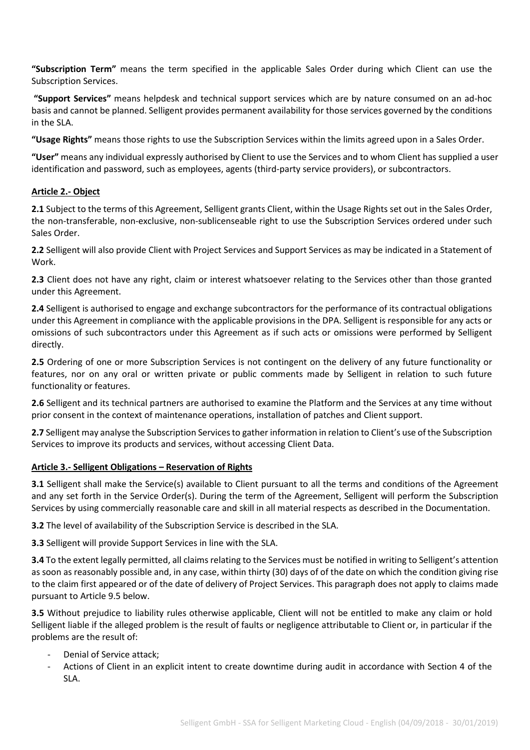**"Subscription Term"** means the term specified in the applicable Sales Order during which Client can use the Subscription Services.

**"Support Services"** means helpdesk and technical support services which are by nature consumed on an ad-hoc basis and cannot be planned. Selligent provides permanent availability for those services governed by the conditions in the SLA.

**"Usage Rights"** means those rights to use the Subscription Services within the limits agreed upon in a Sales Order.

**"User"** means any individual expressly authorised by Client to use the Services and to whom Client has supplied a user identification and password, such as employees, agents (third-party service providers), or subcontractors.

## Article 2.- Object

**2.1** Subject to the terms of this Agreement, Selligent grants Client, within the Usage Rights set out in the Sales Order, the non-transferable, non-exclusive, non-sublicenseable right to use the Subscription Services ordered under such Sales Order.

**2.2** Selligent will also provide Client with Project Services and Support Services as may be indicated in a Statement of Work.

**2.3** Client does not have any right, claim or interest whatsoever relating to the Services other than those granted under this Agreement.

**2.4** Selligent is authorised to engage and exchange subcontractors for the performance of its contractual obligations under this Agreement in compliance with the applicable provisions in the DPA. Selligent is responsible for any acts or omissions of such subcontractors under this Agreement as if such acts or omissions were performed by Selligent directly.

**2.5** Ordering of one or more Subscription Services is not contingent on the delivery of any future functionality or features, nor on any oral or written private or public comments made by Selligent in relation to such future functionality or features.

**2.6** Selligent and its technical partners are authorised to examine the Platform and the Services at any time without prior consent in the context of maintenance operations, installation of patches and Client support.

**2.7** Selligent may analyse the Subscription Services to gather information in relation to Client's use of the Subscription Services to improve its products and services, without accessing Client Data.

## Article 3.- Selligent Obligations – Reservation of Rights

**3.1** Selligent shall make the Service(s) available to Client pursuant to all the terms and conditions of the Agreement and any set forth in the Service Order(s). During the term of the Agreement, Selligent will perform the Subscription Services by using commercially reasonable care and skill in all material respects as described in the Documentation.

**3.2** The level of availability of the Subscription Service is described in the SLA.

**3.3** Selligent will provide Support Services in line with the SLA.

**3.4** To the extent legally permitted, all claims relating to the Services must be notified in writing to Selligent's attention as soon as reasonably possible and, in any case, within thirty (30) days of of the date on which the condition giving rise to the claim first appeared or of the date of delivery of Project Services. This paragraph does not apply to claims made pursuant to Article 9.5 below.

**3.5** Without prejudice to liability rules otherwise applicable, Client will not be entitled to make any claim or hold Selligent liable if the alleged problem is the result of faults or negligence attributable to Client or, in particular if the problems are the result of:

- Denial of Service attack;
- Actions of Client in an explicit intent to create downtime during audit in accordance with Section 4 of the SLA.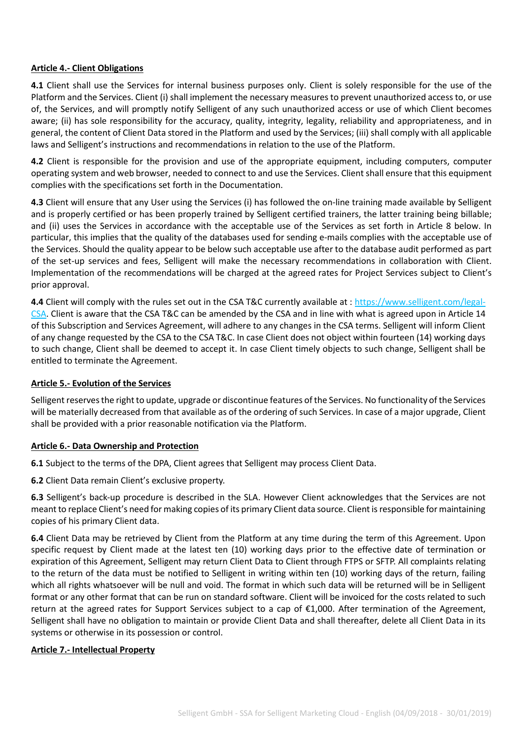**Article 4.- Client Obligations**

**4.1** Client shall use the Services for internal business purposes only. Client is solely responsible for the use of the Platform and the Services. Client (i) shall implement the necessary measures to prevent unauthorized access to, or use of, the Services, and will promptly notify Selligent of any such unauthorized access or use of which Client becomes aware; (ii) has sole responsibility for the accuracy, quality, integrity, legality, reliability and appropriateness, and in general, the content of Client Data stored in the Platform and used by the Services; (iii) shall comply with all applicable laws and Selligent's instructions and recommendations in relation to the use of the Platform.

**4.2** Client is responsible for the provision and use of the appropriate equipment, including computers, computer operating system and web browser, needed to connect to and use the Services. Client shall ensure that this equipment complies with the specifications set forth in the Documentation.

**4.3** Client will ensure that any User using the Services (i) has followed the on-line training made available by Selligent and is properly certified or has been properly trained by Selligent certified trainers, the latter training being billable; and (ii) uses the Services in accordance with the acceptable use of the Services as set forth in Article 8 below. In particular, this implies that the quality of the databases used for sending e-mails complies with the acceptable use of the Services. Should the quality appear to be below such acceptable use after to the database audit performed as part of the set-up services and fees, Selligent will make the necessary recommendations in collaboration with Client. Implementation of the recommendations will be charged at the agreed rates for Project Services subject to Client's prior approval.

**4.4** Client will comply with the rules set out in the CSA T&C currently available at : [https://www.selligent.com/legal-CSA](https://www.selligent.com/legal-CSA). Client is aware that the CSA T&C can be amended by the CSA and in line with what is agreed upon in Article 14 of this Subscription and Services Agreement, will adhere to any changes in the CSA terms. Selligent will inform Client of any change requested by the CSA to the CSA T&C. In case Client does not object within fourteen (14) working days to such change, Client shall be deemed to accept it. In case Client timely objects to such change, Selligent shall be entitled to terminate the Agreement.

**Article 5.- Evolution of the Services**

Selligent reserves the right to update, upgrade or discontinue features of the Services. No functionality of the Services will be materially decreased from that available as of the ordering of such Services. In case of a major upgrade, Client shall be provided with a prior reasonable notification via the Platform.

**Article 6.- Data Ownership and Protection**

**6.1** Subject to the terms of the DPA, Client agrees that Selligent may process Client Data.

**6.2** Client Data remain Client's exclusive property.

**6.3** Selligent's back-up procedure is described in the SLA. However Client acknowledges that the Services are not meant to replace Client's need for making copies of its primary Client data source. Client is responsible for maintaining copies of his primary Client data.

**6.4** Client Data may be retrieved by Client from the Platform at any time during the term of this Agreement. Upon specific request by Client made at the latest ten (10) working days prior to the effective date of termination or expiration of this Agreement, Selligent may return Client Data to Client through FTPS or SFTP. All complaints relating to the return of the data must be notified to Selligent in writing within ten (10) working days of the return, failing which all rights whatsoever will be null and void. The format in which such data will be returned will be in Selligent format or any other format that can be run on standard software. Client will be invoiced for the costs related to such return at the agreed rates for Support Services subject to a cap of €1,000. After termination of the Agreement, Selligent shall have no obligation to maintain or provide Client Data and shall thereafter, delete all Client Data in its systems or otherwise in its possession or control.

**Article 7.- Intellectual Property**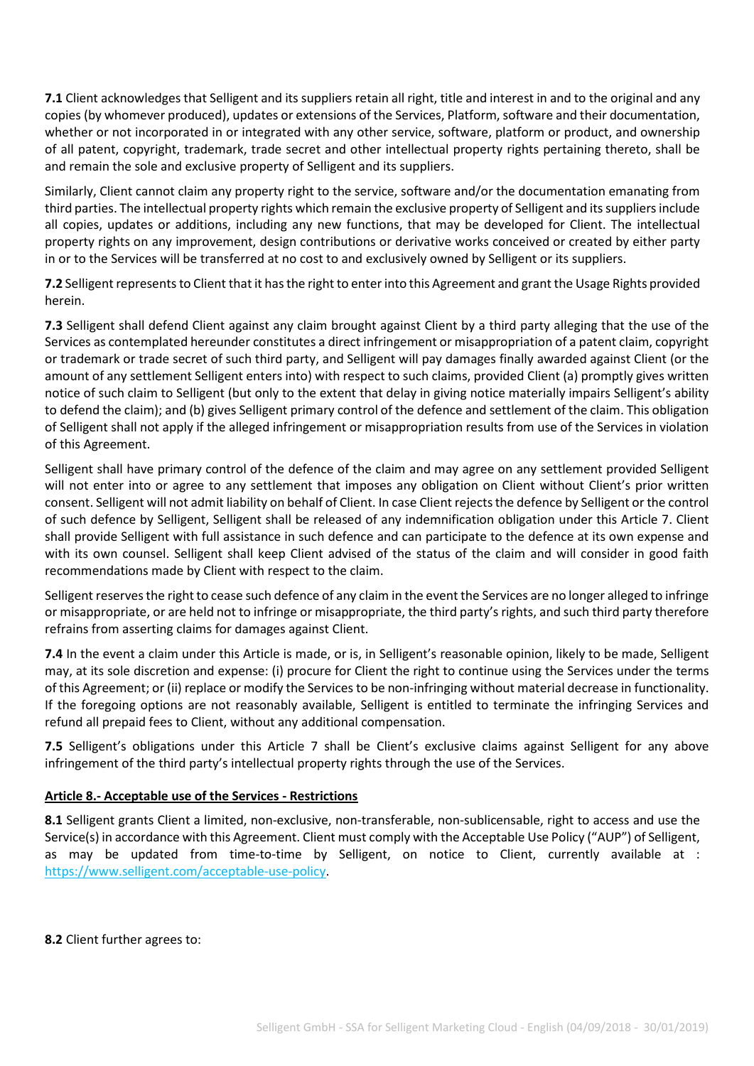**7.1** Client acknowledges that Selligent and its suppliers retain all right, title and interest in and to the original and any copies (by whomever produced), updates or extensions of the Services, Platform, software and their documentation, whether or not incorporated in or integrated with any other service, software, platform or product, and ownership of all patent, copyright, trademark, trade secret and other intellectual property rights pertaining thereto, shall be and remain the sole and exclusive property of Selligent and its suppliers.

Similarly, Client cannot claim any property right to the service, software and/or the documentation emanating from third parties. The intellectual property rights which remain the exclusive property of Selligent and its suppliers include all copies, updates or additions, including any new functions, that may be developed for Client. The intellectual property rights on any improvement, design contributions or derivative works conceived or created by either party in or to the Services will be transferred at no cost to and exclusively owned by Selligent or its suppliers.

**7.2** Selligent represents to Client that it has the right to enter into this Agreement and grant the Usage Rights provided herein.

**7.3** Selligent shall defend Client against any claim brought against Client by a third party alleging that the use of the Services as contemplated hereunder constitutes a direct infringement or misappropriation of a patent claim, copyright or trademark or trade secret of such third party, and Selligent will pay damages finally awarded against Client (or the amount of any settlement Selligent enters into) with respect to such claims, provided Client (a) promptly gives written notice of such claim to Selligent (but only to the extent that delay in giving notice materially impairs Selligent's ability to defend the claim); and (b) gives Selligent primary control of the defence and settlement of the claim. This obligation of Selligent shall not apply if the alleged infringement or misappropriation results from use of the Services in violation of this Agreement.

Selligent shall have primary control of the defence of the claim and may agree on any settlement provided Selligent will not enter into or agree to any settlement that imposes any obligation on Client without Client's prior written consent. Selligent will not admit liability on behalf of Client. In case Client rejects the defence by Selligent or the control of such defence by Selligent, Selligent shall be released of any indemnification obligation under this Article 7. Client shall provide Selligent with full assistance in such defence and can participate to the defence at its own expense and with its own counsel. Selligent shall keep Client advised of the status of the claim and will consider in good faith recommendations made by Client with respect to the claim.

Selligent reserves the right to cease such defence of any claim in the event the Services are no longer alleged to infringe or misappropriate, or are held not to infringe or misappropriate, the third party's rights, and such third party therefore refrains from asserting claims for damages against Client.

**7.4** In the event a claim under this Article is made, or is, in Selligent's reasonable opinion, likely to be made, Selligent may, at its sole discretion and expense: (i) procure for Client the right to continue using the Services under the terms of this Agreement; or (ii) replace or modify the Services to be non-infringing without material decrease in functionality. If the foregoing options are not reasonably available, Selligent is entitled to terminate the infringing Services and refund all prepaid fees to Client, without any additional compensation.

**7.5** Selligent's obligations under this Article 7 shall be Client's exclusive claims against Selligent for any above infringement of the third party's intellectual property rights through the use of the Services.

## Article 8.- Acceptable use of the Services - Restrictions

**8.1** Selligent grants Client a limited, non-exclusive, non-transferable, non-sublicensable, right to access and use the Service(s) in accordance with this Agreement. Client must comply with the Acceptable Use Policy ("AUP") of Selligent, as may be updated from time-to-time by Selligent, on notice to Client, currently available at : https://www.selligent.com/acceptable-use-policy.

**8.2** Client further agrees to: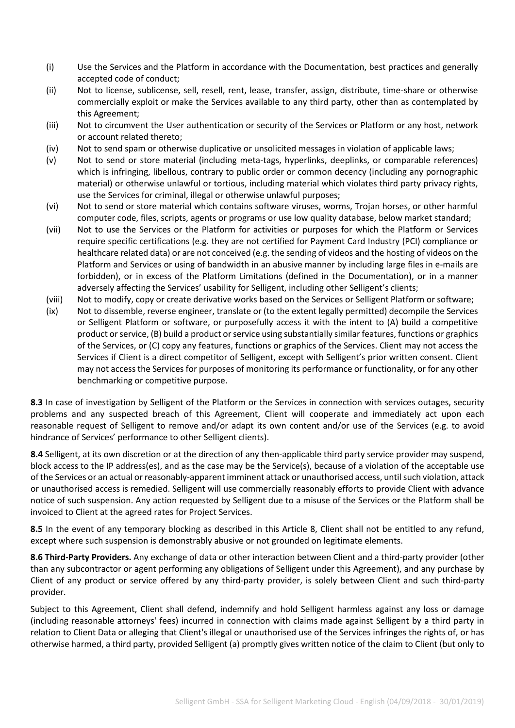(i) Use the Services and the Platform in accordance with the Documentation, best practices and generally accepted code of conduct;

(ii) Not to license, sublicense, sell, resell, rent, lease, transfer, assign, distribute, time-share or otherwise commercially exploit or make the Services available to any third party, other than as contemplated by this Agreement;

(iii) Not to circumvent the User authentication or security of the Services or Platform or any host, network or account related thereto;

(iv) Not to send spam or otherwise duplicative or unsolicited messages in violation of applicable laws;

(v) Not to send or store material (including meta-tags, hyperlinks, deeplinks, or comparable references) which is infringing, libellous, contrary to public order or common decency (including any pornographic material) or otherwise unlawful or tortious, including material which violates third party privacy rights, use the Services for criminal, illegal or otherwise unlawful purposes;

(vi) Not to send or store material which contains software viruses, worms, Trojan horses, or other harmful computer code, files, scripts, agents or programs or use low quality database, below market standard;

(vii) Not to use the Services or the Platform for activities or purposes for which the Platform or Services require specific certifications (e.g. they are not certified for Payment Card Industry (PCI) compliance or healthcare related data) or are not conceived (e.g. the sending of videos and the hosting of videos on the Platform and Services or using of bandwidth in an abusive manner by including large files in e-mails are forbidden), or in excess of the Platform Limitations (defined in the Documentation), or in a manner adversely affecting the Services' usability for Selligent, including other Selligent's clients;

(viii) Not to modify, copy or create derivative works based on the Services or Selligent Platform or software;

(ix) Not to dissemble, reverse engineer, translate or (to the extent legally permitted) decompile the Services or Selligent Platform or software, or purposefully access it with the intent to (A) build a competitive product or service, (B) build a product or service using substantially similar features, functions or graphics of the Services, or (C) copy any features, functions or graphics of the Services. Client may not access the Services if Client is a direct competitor of Selligent, except with Selligent's prior written consent. Client may not access the Services for purposes of monitoring its performance or functionality, or for any other benchmarking or competitive purpose.

**8.3** In case of investigation by Selligent of the Platform or the Services in connection with services outages, security problems and any suspected breach of this Agreement, Client will cooperate and immediately act upon each reasonable request of Selligent to remove and/or adapt its own content and/or use of the Services (e.g. to avoid hindrance of Services' performance to other Selligent clients).

**8.4** Selligent, at its own discretion or at the direction of any then-applicable third party service provider may suspend, block access to the IP address(es), and as the case may be the Service(s), because of a violation of the acceptable use of the Services or an actual or reasonably-apparent imminent attack or unauthorised access, until such violation, attack or unauthorised access is remedied. Selligent will use commercially reasonably efforts to provide Client with advance notice of such suspension. Any action requested by Selligent due to a misuse of the Services or the Platform shall be invoiced to Client at the agreed rates for Project Services.

**8.5** In the event of any temporary blocking as described in this Article 8, Client shall not be entitled to any refund, except where such suspension is demonstrably abusive or not grounded on legitimate elements.

**8.6 Third-Party Providers.** Any exchange of data or other interaction between Client and a third-party provider (other than any subcontractor or agent performing any obligations of Selligent under this Agreement), and any purchase by Client of any product or service offered by any third-party provider, is solely between Client and such third-party provider.

Subject to this Agreement, Client shall defend, indemnify and hold Selligent harmless against any loss or damage (including reasonable attorneys' fees) incurred in connection with claims made against Selligent by a third party in relation to Client Data or alleging that Client's illegal or unauthorised use of the Services infringes the rights of, or has otherwise harmed, a third party, provided Selligent (a) promptly gives written notice of the claim to Client (but only to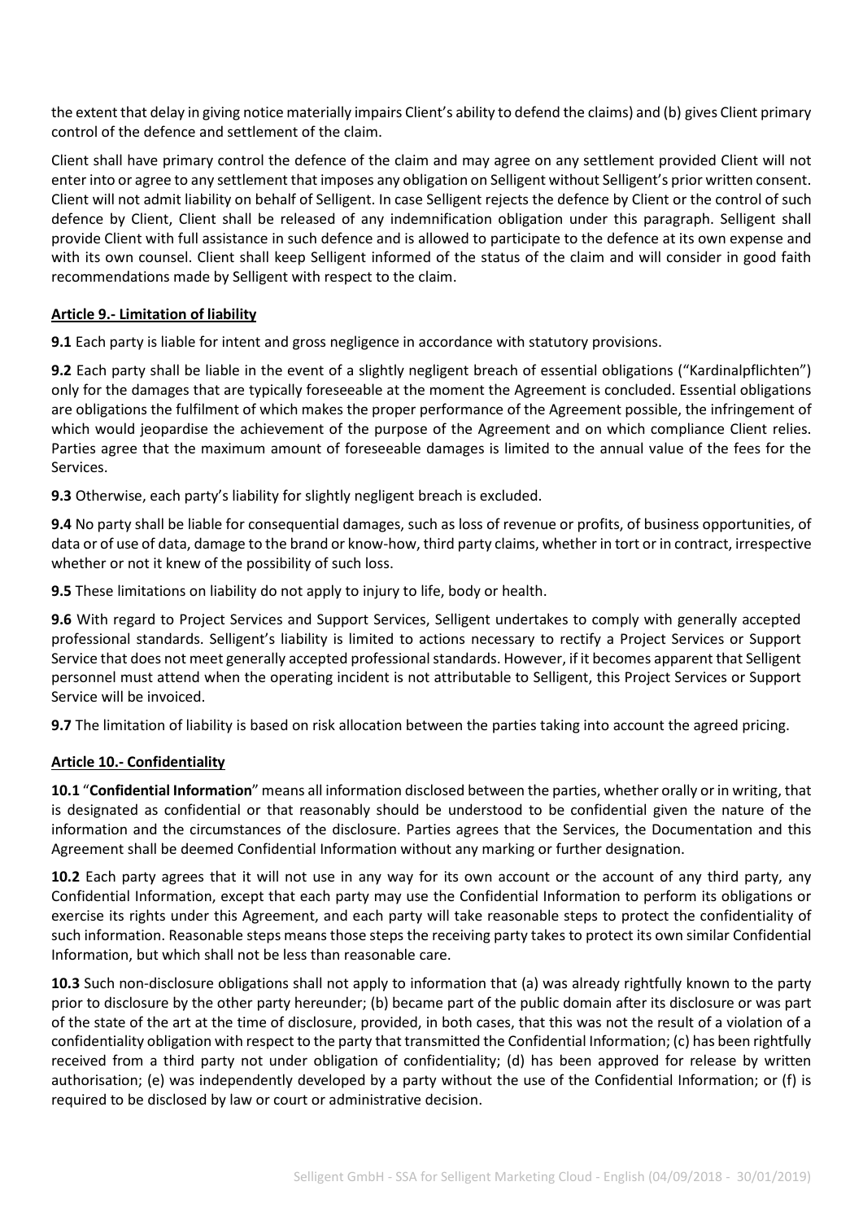the extent that delay in giving notice materially impairs Client's ability to defend the claims) and (b) gives Client primary control of the defence and settlement of the claim.

Client shall have primary control the defence of the claim and may agree on any settlement provided Client will not enter into or agree to any settlement that imposes any obligation on Selligent without Selligent's prior written consent. Client will not admit liability on behalf of Selligent. In case Selligent rejects the defence by Client or the control of such defence by Client, Client shall be released of any indemnification obligation under this paragraph. Selligent shall provide Client with full assistance in such defence and is allowed to participate to the defence at its own expense and with its own counsel. Client shall keep Selligent informed of the status of the claim and will consider in good faith recommendations made by Selligent with respect to the claim.

## Article 9.- Limitation of liability

**9.1** Each party is liable for intent and gross negligence in accordance with statutory provisions.

**9.2** Each party shall be liable in the event of a slightly negligent breach of essential obligations ("Kardinalpflichten") only for the damages that are typically foreseeable at the moment the Agreement is concluded. Essential obligations are obligations the fulfilment of which makes the proper performance of the Agreement possible, the infringement of which would jeopardise the achievement of the purpose of the Agreement and on which compliance Client relies. Parties agree that the maximum amount of foreseeable damages is limited to the annual value of the fees for the Services.

**9.3** Otherwise, each party's liability for slightly negligent breach is excluded.

**9.4** No party shall be liable for consequential damages, such as loss of revenue or profits, of business opportunities, of data or of use of data, damage to the brand or know-how, third party claims, whether in tort or in contract, irrespective whether or not it knew of the possibility of such loss.

**9.5** These limitations on liability do not apply to injury to life, body or health.

**9.6** With regard to Project Services and Support Services, Selligent undertakes to comply with generally accepted professional standards. Selligent's liability is limited to actions necessary to rectify a Project Services or Support Service that does not meet generally accepted professional standards. However, if it becomes apparent that Selligent personnel must attend when the operating incident is not attributable to Selligent, this Project Services or Support Service will be invoiced.

**9.7** The limitation of liability is based on risk allocation between the parties taking into account the agreed pricing.

## Article 10.- Confidentiality

**10.1** "**Confidential Information**" means all information disclosed between the parties, whether orally or in writing, that is designated as confidential or that reasonably should be understood to be confidential given the nature of the information and the circumstances of the disclosure. Parties agrees that the Services, the Documentation and this Agreement shall be deemed Confidential Information without any marking or further designation.

**10.2** Each party agrees that it will not use in any way for its own account or the account of any third party, any Confidential Information, except that each party may use the Confidential Information to perform its obligations or exercise its rights under this Agreement, and each party will take reasonable steps to protect the confidentiality of such information. Reasonable steps means those steps the receiving party takes to protect its own similar Confidential Information, but which shall not be less than reasonable care.

**10.3** Such non-disclosure obligations shall not apply to information that (a) was already rightfully known to the party prior to disclosure by the other party hereunder; (b) became part of the public domain after its disclosure or was part of the state of the art at the time of disclosure, provided, in both cases, that this was not the result of a violation of a confidentiality obligation with respect to the party that transmitted the Confidential Information; (c) has been rightfully received from a third party not under obligation of confidentiality; (d) has been approved for release by written authorisation; (e) was independently developed by a party without the use of the Confidential Information; or (f) is required to be disclosed by law or court or administrative decision.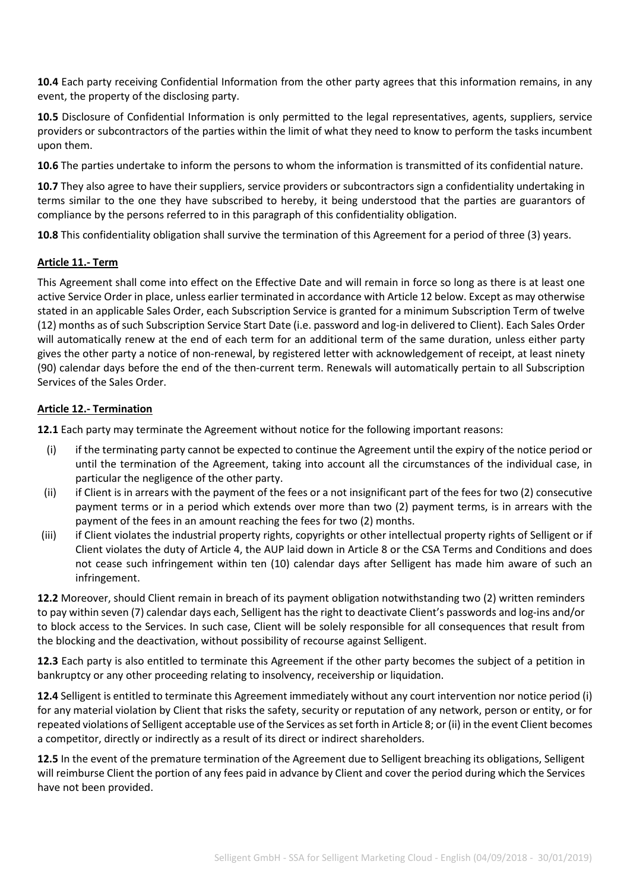**10.4** Each party receiving Confidential Information from the other party agrees that this information remains, in any event, the property of the disclosing party.

**10.5** Disclosure of Confidential Information is only permitted to the legal representatives, agents, suppliers, service providers or subcontractors of the parties within the limit of what they need to know to perform the tasks incumbent upon them.

**10.6** The parties undertake to inform the persons to whom the information is transmitted of its confidential nature.

**10.7** They also agree to have their suppliers, service providers or subcontractors sign a confidentiality undertaking in terms similar to the one they have subscribed to hereby, it being understood that the parties are guarantors of compliance by the persons referred to in this paragraph of this confidentiality obligation.

**10.8** This confidentiality obligation shall survive the termination of this Agreement for a period of three (3) years.

## Article 11.- Term

This Agreement shall come into effect on the Effective Date and will remain in force so long as there is at least one active Service Order in place, unless earlier terminated in accordance with Article 12 below. Except as may otherwise stated in an applicable Sales Order, each Subscription Service is granted for a minimum Subscription Term of twelve (12) months as of such Subscription Service Start Date (i.e. password and log-in delivered to Client). Each Sales Order will automatically renew at the end of each term for an additional term of the same duration, unless either party gives the other party a notice of non-renewal, by registered letter with acknowledgement of receipt, at least ninety (90) calendar days before the end of the then-current term. Renewals will automatically pertain to all Subscription Services of the Sales Order.

## Article 12.- Termination

**12.1** Each party may terminate the Agreement without notice for the following important reasons:

(i) if the terminating party cannot be expected to continue the Agreement until the expiry of the notice period or until the termination of the Agreement, taking into account all the circumstances of the individual case, in particular the negligence of the other party.

(ii) if Client is in arrears with the payment of the fees or a not insignificant part of the fees for two (2) consecutive payment terms or in a period which extends over more than two (2) payment terms, is in arrears with the payment of the fees in an amount reaching the fees for two (2) months.

(iii) if Client violates the industrial property rights, copyrights or other intellectual property rights of Selligent or if Client violates the duty of Article 4, the AUP laid down in Article 8 or the CSA Terms and Conditions and does not cease such infringement within ten (10) calendar days after Selligent has made him aware of such an infringement.

**12.2** Moreover, should Client remain in breach of its payment obligation notwithstanding two (2) written reminders to pay within seven (7) calendar days each, Selligent has the right to deactivate Client's passwords and log-ins and/or to block access to the Services. In such case, Client will be solely responsible for all consequences that result from the blocking and the deactivation, without possibility of recourse against Selligent.

**12.3** Each party is also entitled to terminate this Agreement if the other party becomes the subject of a petition in bankruptcy or any other proceeding relating to insolvency, receivership or liquidation.

**12.4** Selligent is entitled to terminate this Agreement immediately without any court intervention nor notice period (i) for any material violation by Client that risks the safety, security or reputation of any network, person or entity, or for repeated violations of Selligent acceptable use of the Services as set forth in Article 8; or (ii) in the event Client becomes a competitor, directly or indirectly as a result of its direct or indirect shareholders.

**12.5** In the event of the premature termination of the Agreement due to Selligent breaching its obligations, Selligent will reimburse Client the portion of any fees paid in advance by Client and cover the period during which the Services have not been provided.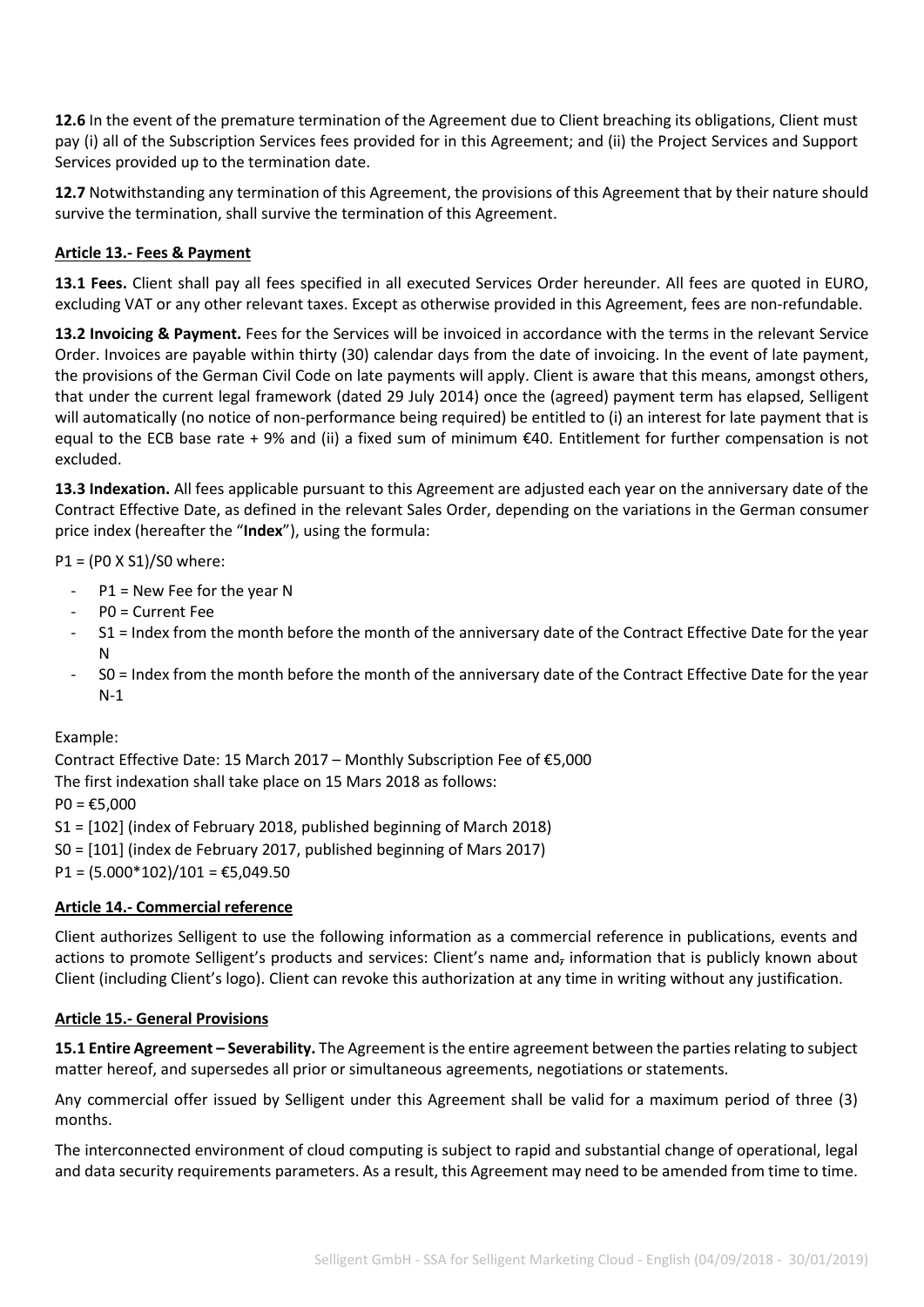**12.6** In the event of the premature termination of the Agreement due to Client breaching its obligations, Client must pay (i) all of the Subscription Services fees provided for in this Agreement; and (ii) the Project Services and Support Services provided up to the termination date.

**12.7** Notwithstanding any termination of this Agreement, the provisions of this Agreement that by their nature should survive the termination, shall survive the termination of this Agreement.

## Article 13.- Fees & Payment

**13.1 Fees.** Client shall pay all fees specified in all executed Services Order hereunder. All fees are quoted in EURO, excluding VAT or any other relevant taxes. Except as otherwise provided in this Agreement, fees are non-refundable.

**13.2 Invoicing & Payment.** Fees for the Services will be invoiced in accordance with the terms in the relevant Service Order. Invoices are payable within thirty (30) calendar days from the date of invoicing. In the event of late payment, the provisions of the German Civil Code on late payments will apply. Client is aware that this means, amongst others, that under the current legal framework (dated 29 July 2014) once the (agreed) payment term has elapsed, Selligent will automatically (no notice of non-performance being required) be entitled to (i) an interest for late payment that is equal to the ECB base rate + 9% and (ii) a fixed sum of minimum €40. Entitlement for further compensation is not excluded.

**13.3 Indexation.** All fees applicable pursuant to this Agreement are adjusted each year on the anniversary date of the Contract Effective Date, as defined in the relevant Sales Order, depending on the variations in the German consumer price index (hereafter the "**Index**"), using the formula:

$P1 = (P0 \times S1)/S0$ where:

- P1 = New Fee for the year N
- P0 = Current Fee
- S1 = Index from the month before the month of the anniversary date of the Contract Effective Date for the year N
- S0 = Index from the month before the month of the anniversary date of the Contract Effective Date for the year N-1

Example:
Contract Effective Date: 15 March 2017 – Monthly Subscription Fee of €5,000
The first indexation shall take place on 15 Mars 2018 as follows:
P0 = €5,000
S1 = [102] (index of February 2018, published beginning of March 2018)
S0 = [101] (index de February 2017, published beginning of Mars 2017)
P1 = (5.000*102)/101 = €5,049.50

## Article 14.- Commercial reference

Client authorizes Selligent to use the following information as a commercial reference in publications, events and actions to promote Selligent's products and services: Client's name and~~,~~ information that is publicly known about Client (including Client's logo). Client can revoke this authorization at any time in writing without any justification.

## Article 15.- General Provisions

**15.1 Entire Agreement – Severability.** The Agreement is the entire agreement between the parties relating to subject matter hereof, and supersedes all prior or simultaneous agreements, negotiations or statements.

Any commercial offer issued by Selligent under this Agreement shall be valid for a maximum period of three (3) months.

The interconnected environment of cloud computing is subject to rapid and substantial change of operational, legal and data security requirements parameters. As a result, this Agreement may need to be amended from time to time.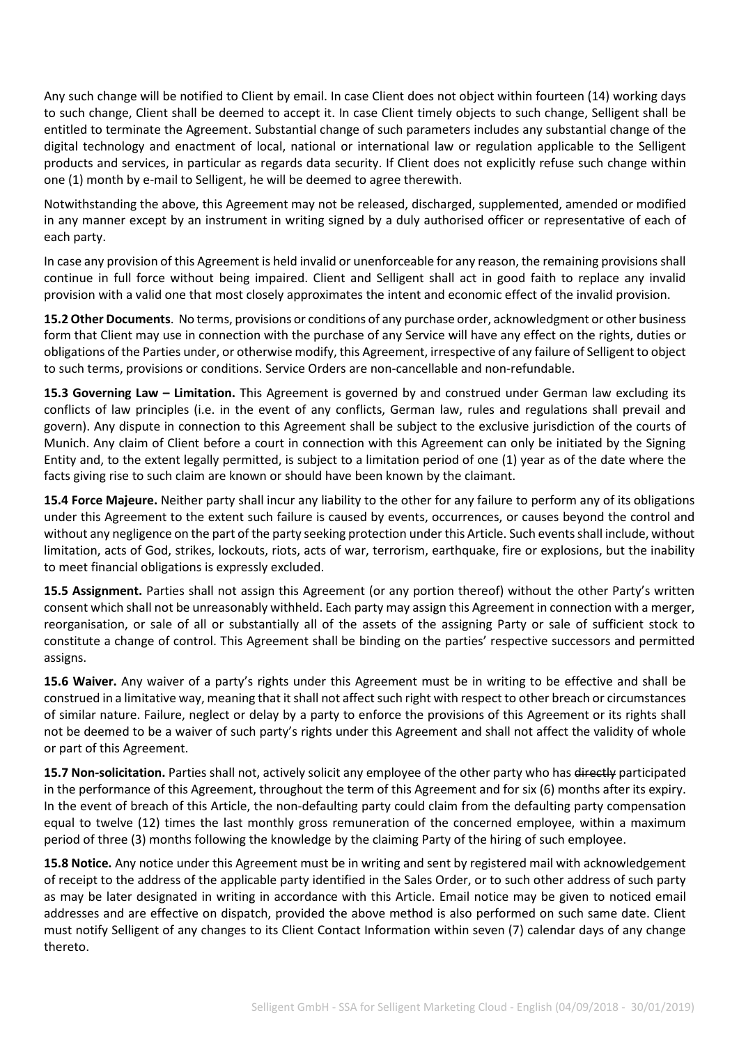Any such change will be notified to Client by email. In case Client does not object within fourteen (14) working days to such change, Client shall be deemed to accept it. In case Client timely objects to such change, Selligent shall be entitled to terminate the Agreement. Substantial change of such parameters includes any substantial change of the digital technology and enactment of local, national or international law or regulation applicable to the Selligent products and services, in particular as regards data security. If Client does not explicitly refuse such change within one (1) month by e-mail to Selligent, he will be deemed to agree therewith.

Notwithstanding the above, this Agreement may not be released, discharged, supplemented, amended or modified in any manner except by an instrument in writing signed by a duly authorised officer or representative of each of each party.

In case any provision of this Agreement is held invalid or unenforceable for any reason, the remaining provisions shall continue in full force without being impaired. Client and Selligent shall act in good faith to replace any invalid provision with a valid one that most closely approximates the intent and economic effect of the invalid provision.

**15.2 Other Documents**. No terms, provisions or conditions of any purchase order, acknowledgment or other business form that Client may use in connection with the purchase of any Service will have any effect on the rights, duties or obligations of the Parties under, or otherwise modify, this Agreement, irrespective of any failure of Selligent to object to such terms, provisions or conditions. Service Orders are non-cancellable and non-refundable.

**15.3 Governing Law – Limitation.** This Agreement is governed by and construed under German law excluding its conflicts of law principles (i.e. in the event of any conflicts, German law, rules and regulations shall prevail and govern). Any dispute in connection to this Agreement shall be subject to the exclusive jurisdiction of the courts of Munich. Any claim of Client before a court in connection with this Agreement can only be initiated by the Signing Entity and, to the extent legally permitted, is subject to a limitation period of one (1) year as of the date where the facts giving rise to such claim are known or should have been known by the claimant.

**15.4 Force Majeure.** Neither party shall incur any liability to the other for any failure to perform any of its obligations under this Agreement to the extent such failure is caused by events, occurrences, or causes beyond the control and without any negligence on the part of the party seeking protection under this Article. Such events shall include, without limitation, acts of God, strikes, lockouts, riots, acts of war, terrorism, earthquake, fire or explosions, but the inability to meet financial obligations is expressly excluded.

**15.5 Assignment.** Parties shall not assign this Agreement (or any portion thereof) without the other Party's written consent which shall not be unreasonably withheld. Each party may assign this Agreement in connection with a merger, reorganisation, or sale of all or substantially all of the assets of the assigning Party or sale of sufficient stock to constitute a change of control. This Agreement shall be binding on the parties' respective successors and permitted assigns.

**15.6 Waiver.** Any waiver of a party's rights under this Agreement must be in writing to be effective and shall be construed in a limitative way, meaning that it shall not affect such right with respect to other breach or circumstances of similar nature. Failure, neglect or delay by a party to enforce the provisions of this Agreement or its rights shall not be deemed to be a waiver of such party's rights under this Agreement and shall not affect the validity of whole or part of this Agreement.

**15.7 Non-solicitation.** Parties shall not, actively solicit any employee of the other party who has ~~directly~~ participated in the performance of this Agreement, throughout the term of this Agreement and for six (6) months after its expiry. In the event of breach of this Article, the non-defaulting party could claim from the defaulting party compensation equal to twelve (12) times the last monthly gross remuneration of the concerned employee, within a maximum period of three (3) months following the knowledge by the claiming Party of the hiring of such employee.

**15.8 Notice.** Any notice under this Agreement must be in writing and sent by registered mail with acknowledgement of receipt to the address of the applicable party identified in the Sales Order, or to such other address of such party as may be later designated in writing in accordance with this Article. Email notice may be given to noticed email addresses and are effective on dispatch, provided the above method is also performed on such same date. Client must notify Selligent of any changes to its Client Contact Information within seven (7) calendar days of any change thereto.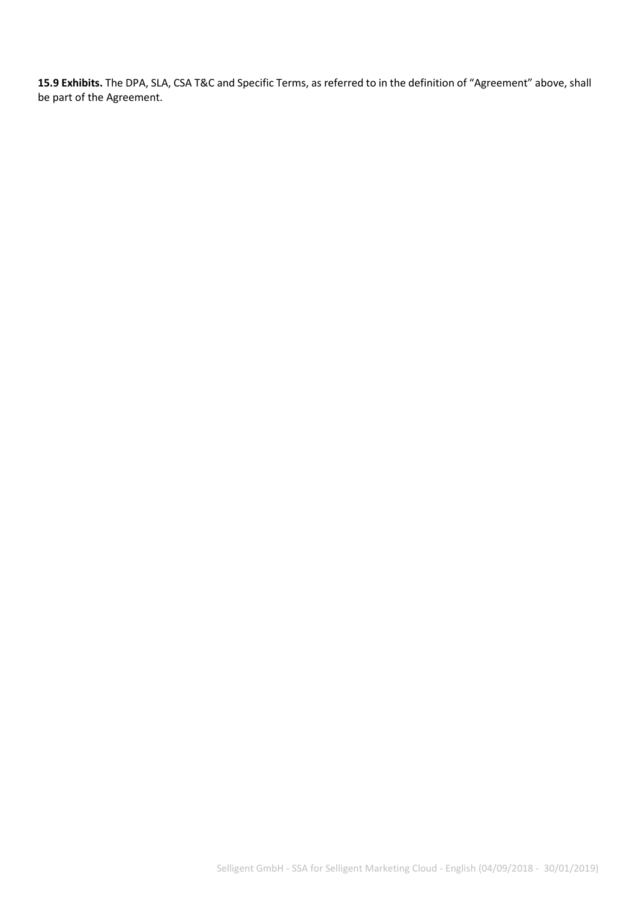**15.9 Exhibits.** The DPA, SLA, CSA T&C and Specific Terms, as referred to in the definition of "Agreement" above, shall be part of the Agreement.